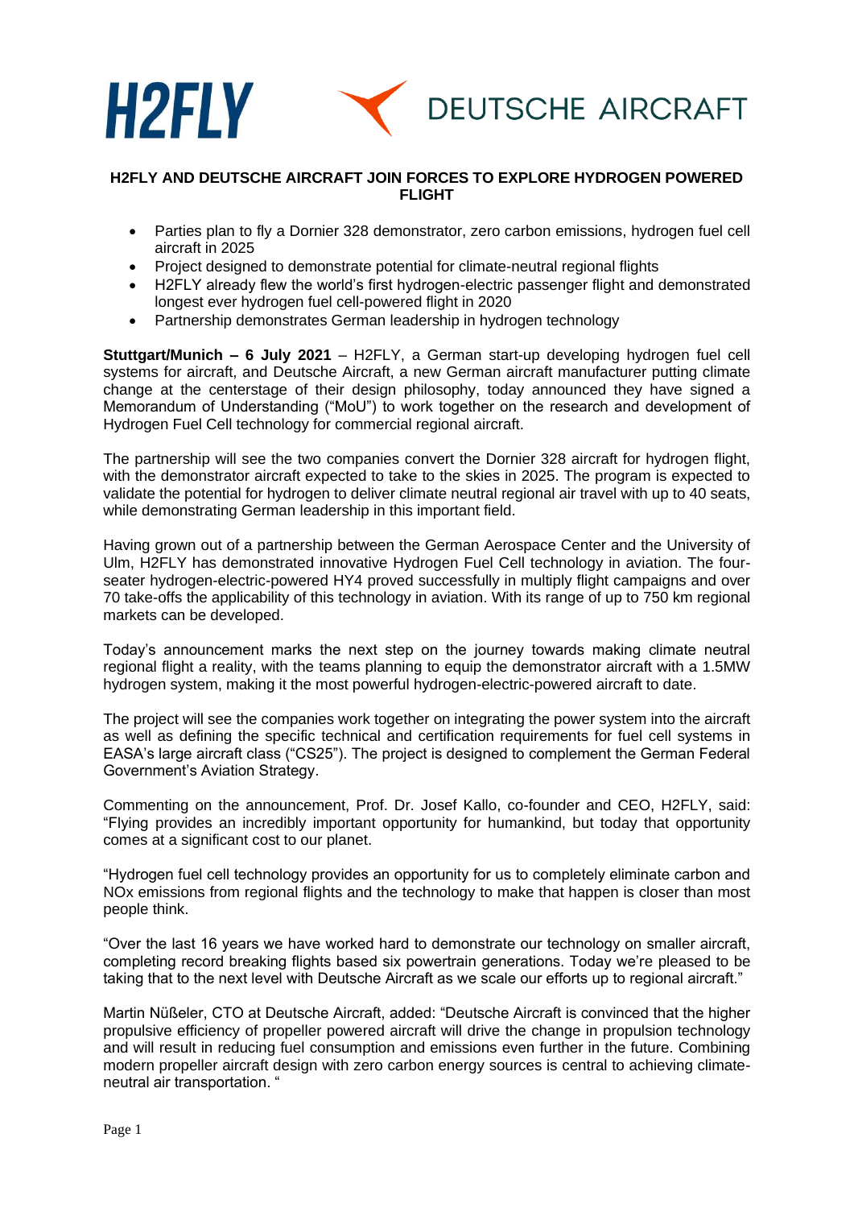H2FLY DEUTSCHE AIRCRAFT

# H2FLY AND DEUTSCHE AIRCRAFT JOIN FORCES TO EXPLORE HYDROGEN POWERED FLIGHT

- Parties plan to fly a Dornier 328 demonstrator, zero carbon emissions, hydrogen fuel cell aircraft in 2025
- Project designed to demonstrate potential for climate-neutral regional flights
- H2FLY already flew the world's first hydrogen-electric passenger flight and demonstrated longest ever hydrogen fuel cell-powered flight in 2020
- Partnership demonstrates German leadership in hydrogen technology

**Stuttgart/Munich – 6 July 2021** – H2FLY, a German start-up developing hydrogen fuel cell systems for aircraft, and Deutsche Aircraft, a new German aircraft manufacturer putting climate change at the centerstage of their design philosophy, today announced they have signed a Memorandum of Understanding ("MoU") to work together on the research and development of Hydrogen Fuel Cell technology for commercial regional aircraft.

The partnership will see the two companies convert the Dornier 328 aircraft for hydrogen flight, with the demonstrator aircraft expected to take to the skies in 2025. The program is expected to validate the potential for hydrogen to deliver climate neutral regional air travel with up to 40 seats, while demonstrating German leadership in this important field.

Having grown out of a partnership between the German Aerospace Center and the University of Ulm, H2FLY has demonstrated innovative Hydrogen Fuel Cell technology in aviation. The four-seater hydrogen-electric-powered HY4 proved successfully in multiply flight campaigns and over 70 take-offs the applicability of this technology in aviation. With its range of up to 750 km regional markets can be developed.

Today's announcement marks the next step on the journey towards making climate neutral regional flight a reality, with the teams planning to equip the demonstrator aircraft with a 1.5MW hydrogen system, making it the most powerful hydrogen-electric-powered aircraft to date.

The project will see the companies work together on integrating the power system into the aircraft as well as defining the specific technical and certification requirements for fuel cell systems in EASA's large aircraft class ("CS25"). The project is designed to complement the German Federal Government's Aviation Strategy.

Commenting on the announcement, Prof. Dr. Josef Kallo, co-founder and CEO, H2FLY, said: "Flying provides an incredibly important opportunity for humankind, but today that opportunity comes at a significant cost to our planet.

"Hydrogen fuel cell technology provides an opportunity for us to completely eliminate carbon and NOx emissions from regional flights and the technology to make that happen is closer than most people think.

"Over the last 16 years we have worked hard to demonstrate our technology on smaller aircraft, completing record breaking flights based six powertrain generations. Today we're pleased to be taking that to the next level with Deutsche Aircraft as we scale our efforts up to regional aircraft."

Martin Nüßeler, CTO at Deutsche Aircraft, added: "Deutsche Aircraft is convinced that the higher propulsive efficiency of propeller powered aircraft will drive the change in propulsion technology and will result in reducing fuel consumption and emissions even further in the future. Combining modern propeller aircraft design with zero carbon energy sources is central to achieving climate-neutral air transportation. "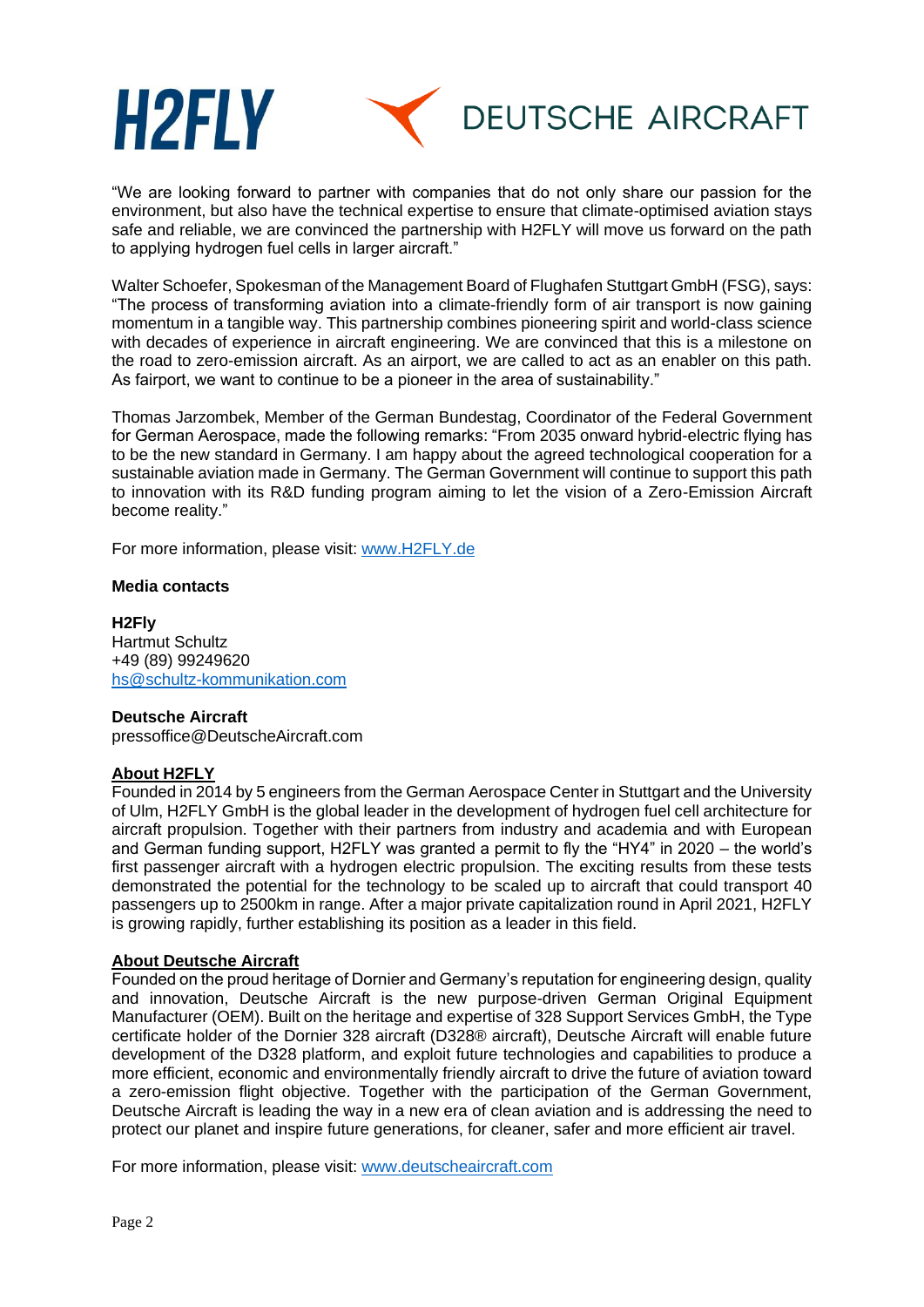"We are looking forward to partner with companies that do not only share our passion for the environment, but also have the technical expertise to ensure that climate-optimised aviation stays safe and reliable, we are convinced the partnership with H2FLY will move us forward on the path to applying hydrogen fuel cells in larger aircraft."

Walter Schoefer, Spokesman of the Management Board of Flughafen Stuttgart GmbH (FSG), says: "The process of transforming aviation into a climate-friendly form of air transport is now gaining momentum in a tangible way. This partnership combines pioneering spirit and world-class science with decades of experience in aircraft engineering. We are convinced that this is a milestone on the road to zero-emission aircraft. As an airport, we are called to act as an enabler on this path. As fairport, we want to continue to be a pioneer in the area of sustainability."

Thomas Jarzombek, Member of the German Bundestag, Coordinator of the Federal Government for German Aerospace, made the following remarks: "From 2035 onward hybrid-electric flying has to be the new standard in Germany. I am happy about the agreed technological cooperation for a sustainable aviation made in Germany. The German Government will continue to support this path to innovation with its R&D funding program aiming to let the vision of a Zero-Emission Aircraft become reality."

For more information, please visit: [www.H2FLY.de](http://www.H2FLY.de)

**Media contacts**

**H2Fly**
Hartmut Schultz
+49 (89) 99249620
[hs@schultz-kommunikation.com](mailto:hs@schultz-kommunikation.com)

**Deutsche Aircraft**
pressoffice@DeutscheAircraft.com

**About H2FLY**

Founded in 2014 by 5 engineers from the German Aerospace Center in Stuttgart and the University of Ulm, H2FLY GmbH is the global leader in the development of hydrogen fuel cell architecture for aircraft propulsion. Together with their partners from industry and academia and with European and German funding support, H2FLY was granted a permit to fly the "HY4" in 2020 – the world's first passenger aircraft with a hydrogen electric propulsion. The exciting results from these tests demonstrated the potential for the technology to be scaled up to aircraft that could transport 40 passengers up to 2500km in range. After a major private capitalization round in April 2021, H2FLY is growing rapidly, further establishing its position as a leader in this field.

**About Deutsche Aircraft**

Founded on the proud heritage of Dornier and Germany's reputation for engineering design, quality and innovation, Deutsche Aircraft is the new purpose-driven German Original Equipment Manufacturer (OEM). Built on the heritage and expertise of 328 Support Services GmbH, the Type certificate holder of the Dornier 328 aircraft (D328® aircraft), Deutsche Aircraft will enable future development of the D328 platform, and exploit future technologies and capabilities to produce a more efficient, economic and environmentally friendly aircraft to drive the future of aviation toward a zero-emission flight objective. Together with the participation of the German Government, Deutsche Aircraft is leading the way in a new era of clean aviation and is addressing the need to protect our planet and inspire future generations, for cleaner, safer and more efficient air travel.

For more information, please visit: [www.deutscheaircraft.com](http://www.deutscheaircraft.com)